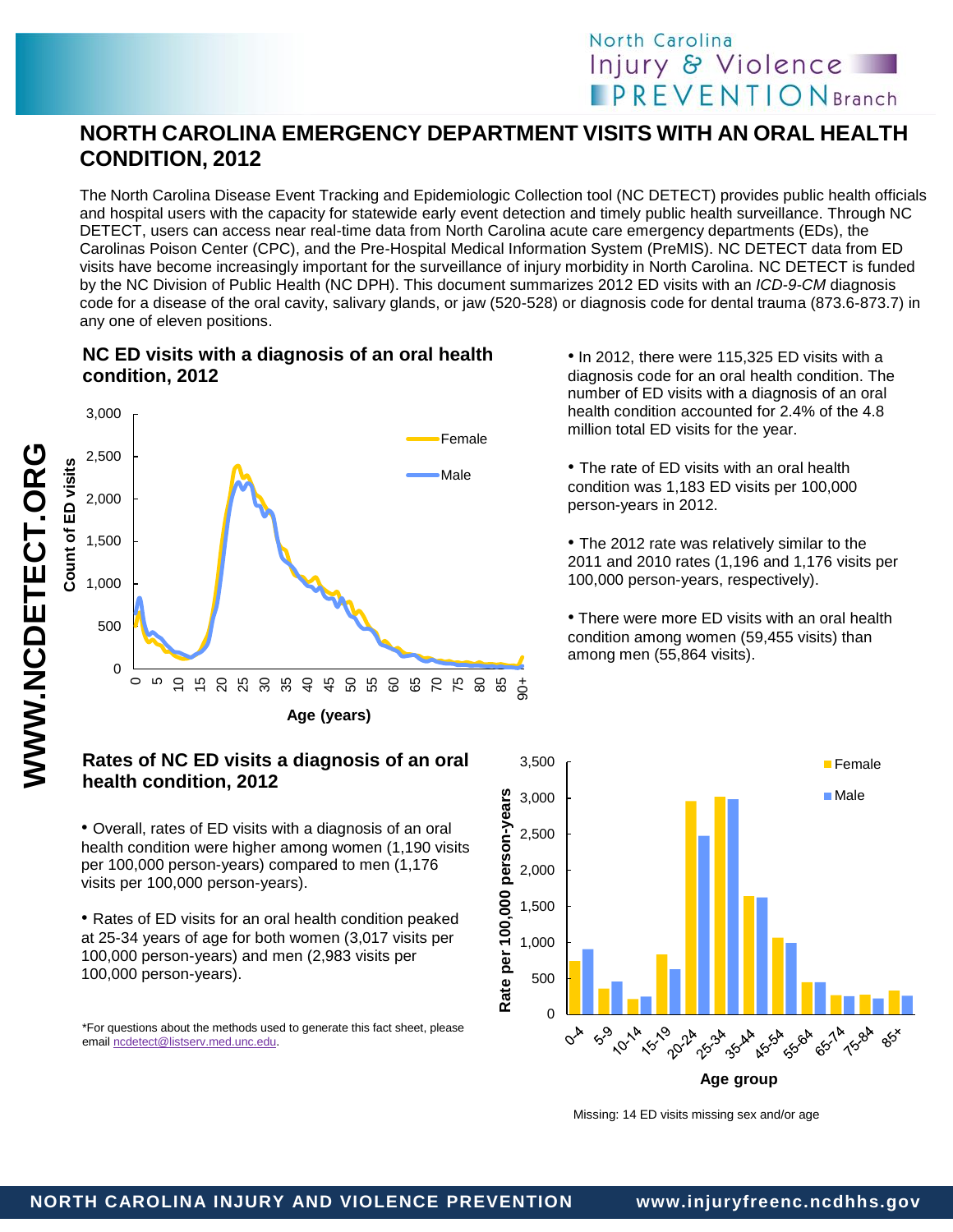# NORTH CAROLINA EMERGENCY DEPARTMENT VISITS WITH AN ORAL HEALTH CONDITION, 2012

The North Carolina Disease Event Tracking and Epidemiologic Collection tool (NC DETECT) provides public health officials and hospital users with the capacity for statewide early event detection and timely public health surveillance. Through NC DETECT, users can access near real-time data from North Carolina acute care emergency departments (EDs), the Carolinas Poison Center (CPC), and the Pre-Hospital Medical Information System (PreMIS). NC DETECT data from ED visits have become increasingly important for the surveillance of injury morbidity in North Carolina. NC DETECT is funded by the NC Division of Public Health (NC DPH). This document summarizes 2012 ED visits with an *ICD-9-CM* diagnosis code for a disease of the oral cavity, salivary glands, or jaw (520-528) or diagnosis code for dental trauma (873.6-873.7) in any one of eleven positions.

## NC ED visits with a diagnosis of an oral health condition, 2012

- In 2012, there were 115,325 ED visits with a diagnosis code for an oral health condition. The number of ED visits with a diagnosis of an oral health condition accounted for 2.4% of the 4.8 million total ED visits for the year.
- The rate of ED visits with an oral health condition was 1,183 ED visits per 100,000 person-years in 2012.
- The 2012 rate was relatively similar to the 2011 and 2010 rates (1,196 and 1,176 visits per 100,000 person-years, respectively).
- There were more ED visits with an oral health condition among women (59,455 visits) than among men (55,864 visits).

## Rates of NC ED visits a diagnosis of an oral health condition, 2012

- Overall, rates of ED visits with a diagnosis of an oral health condition were higher among women (1,190 visits per 100,000 person-years) compared to men (1,176 visits per 100,000 person-years).
- Rates of ED visits for an oral health condition peaked at 25-34 years of age for both women (3,017 visits per 100,000 person-years) and men (2,983 visits per 100,000 person-years).

Missing: 14 ED visits missing sex and/or age

*For questions about the methods used to generate this fact sheet, please email ncdetect@listserv.med.unc.edu.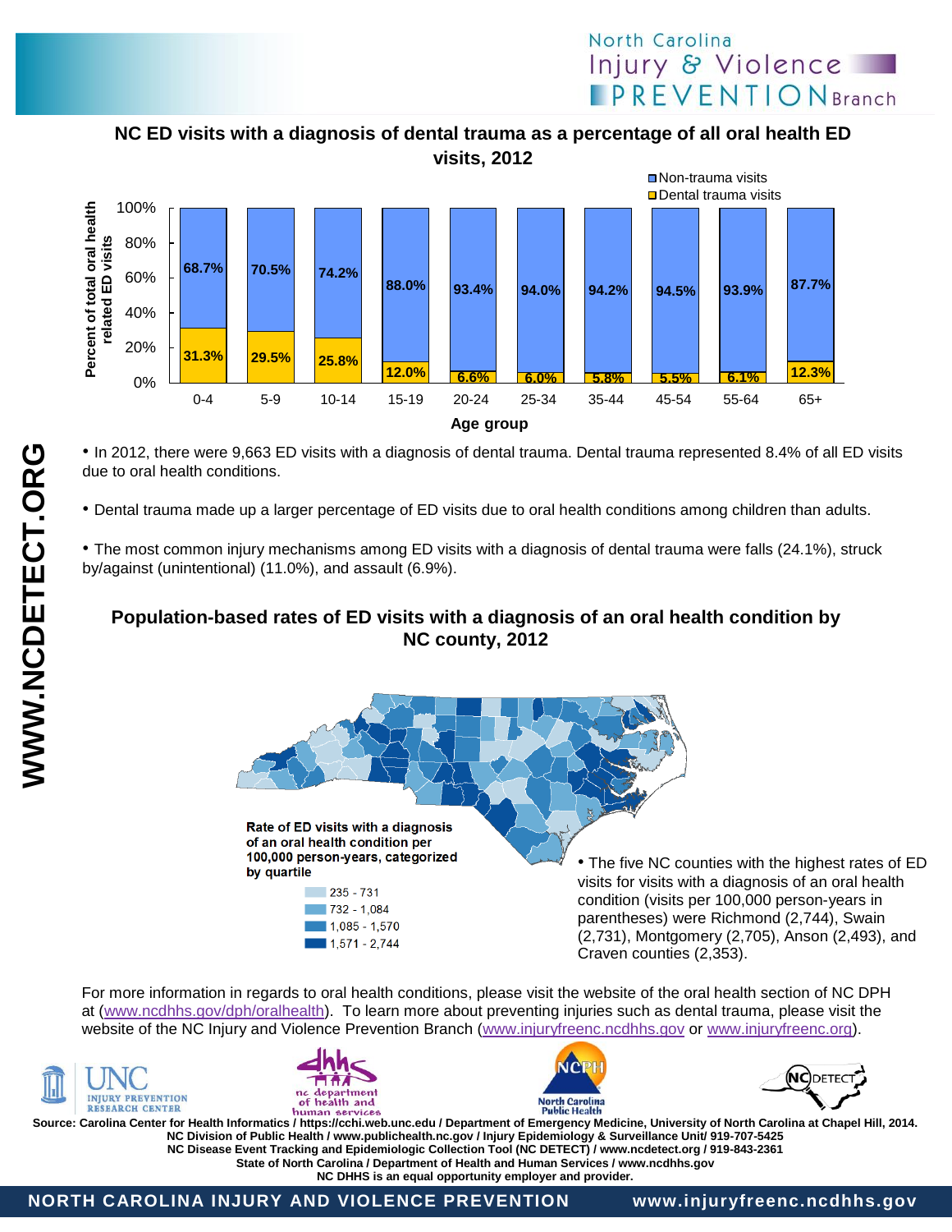North Carolina Injury & Violence PREVENTION Branch

## NC ED visits with a diagnosis of dental trauma as a percentage of all oral health ED visits, 2012

Non-trauma visits
Dental trauma visits

Percent of total oral health related ED visits

100%
80%
60%
40%
20%
0%

68.7% 31.3% 0-4
70.5% 29.5% 5-9
74.2% 25.8% 10-14
88.0% 12.0% 15-19
93.4% 6.6% 20-24
94.0% 6.0% 25-34
94.2% 5.8% 35-44
94.5% 5.5% 45-54
93.9% 6.1% 55-64
87.7% 12.3% 65+

Age group

- In 2012, there were 9,663 ED visits with a diagnosis of dental trauma. Dental trauma represented 8.4% of all ED visits due to oral health conditions.
- Dental trauma made up a larger percentage of ED visits due to oral health conditions among children than adults.
- The most common injury mechanisms among ED visits with a diagnosis of dental trauma were falls (24.1%), struck by/against (unintentional) (11.0%), and assault (6.9%).

## Population-based rates of ED visits with a diagnosis of an oral health condition by NC county, 2012

**Rate of ED visits with a diagnosis of an oral health condition per 100,000 person-years, categorized by quartile**

235 - 731
732 - 1,084
1,085 - 1,570
1,571 - 2,744

- The five NC counties with the highest rates of ED visits for visits with a diagnosis of an oral health condition (visits per 100,000 person-years in parentheses) were Richmond (2,744), Swain (2,731), Montgomery (2,705), Anson (2,493), and Craven counties (2,353).

For more information in regards to oral health conditions, please visit the website of the oral health section of NC DPH at (www.ncdhhs.gov/dph/oralhealth). To learn more about preventing injuries such as dental trauma, please visit the website of the NC Injury and Violence Prevention Branch (www.injuryfreenc.ncdhhs.gov or www.injuryfreenc.org).

WWW.NCDETECT.ORG

UNC INJURY PREVENTION RESEARCH CENTER — nc department of health and human services — NCPH North Carolina Public Health — NC DETECT

**Source: Carolina Center for Health Informatics / https://cchi.web.unc.edu / Department of Emergency Medicine, University of North Carolina at Chapel Hill, 2014.**
**NC Division of Public Health / www.publichealth.nc.gov / Injury Epidemiology & Surveillance Unit/ 919-707-5425**
**NC Disease Event Tracking and Epidemiologic Collection Tool (NC DETECT) / www.ncdetect.org / 919-843-2361**
**State of North Carolina / Department of Health and Human Services / www.ncdhhs.gov**
**NC DHHS is an equal opportunity employer and provider.**

NORTH CAROLINA INJURY AND VIOLENCE PREVENTION www.injuryfreenc.ncdhhs.gov